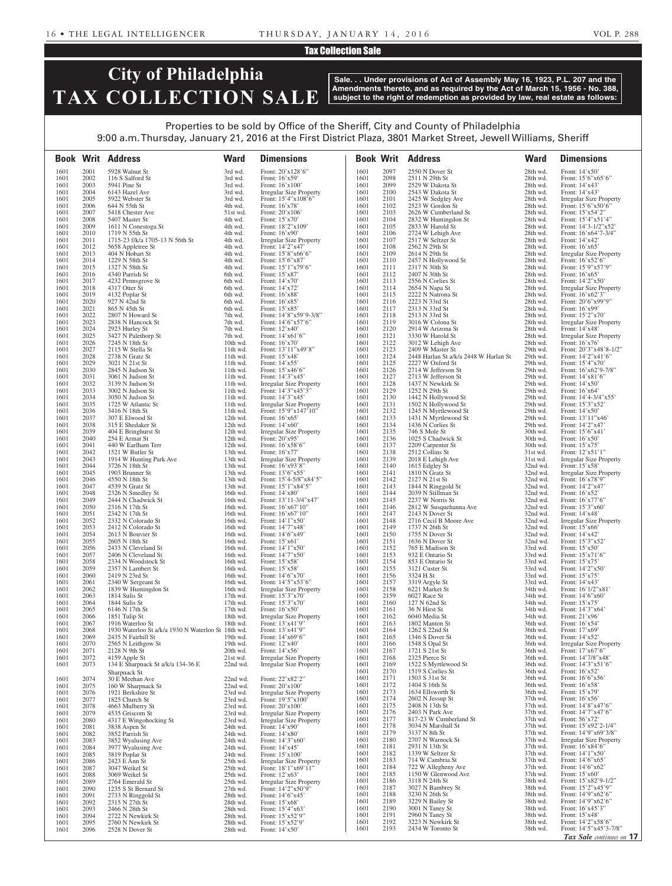## Tax Collection Sale

# City of Philadelphia TAX COLLECTION SALE

**Sale. . . Under provisions of Act of Assembly May 16, 1923, P.L. 207 and the Amendments thereto, and as required by the Act of March 15, 1956 - No. 388, subject to the right of redemption as provided by law, real estate as follows:**

Properties to be sold by Office of the Sheriff, City and County of Philadelphia
9:00 a.m. Thursday, January 21, 2016 at the First District Plaza, 3801 Market Street, Jewell Williams, Sheriff

| Book | Writ | Address | Ward | Dimensions |
|---|---|---|---|---|
| 1601 | 2001 | 5928 Walnut St | 3rd wd. | Front: 20'x128'6" |
| 1601 | 2002 | 116 S Salford St | 3rd wd. | Front: 16'x59' |
| 1601 | 2003 | 5941 Pine St | 3rd wd. | Front: 16'x100' |
| 1601 | 2004 | 6143 Hazel Ave | 3rd wd. | Irregular Size Property |
| 1601 | 2005 | 5922 Webster St | 3rd wd. | Front: 15'4"x108'6" |
| 1601 | 2006 | 644 N 55th St | 4th wd. | Front: 16'x78' |
| 1601 | 2007 | 5418 Chester Ave | 51st wd. | Front: 20'x106' |
| 1601 | 2008 | 5407 Master St | 4th wd. | Front: 15'x70' |
| 1601 | 2009 | 1611 N Conestoga St | 4th wd. | Front: 18'2"x109' |
| 1601 | 2010 | 1719 N 55th St | 4th wd. | Front: 16'x90' |
| 1601 | 2011 | 1715-23 f/k/a 1705-13 N 56th St | 4th wd. | Irregular Size Property |
| 1601 | 2012 | 5658 Appletree St | 4th wd. | Front: 14'2"x47' |
| 1601 | 2013 | 404 N Hobart St | 4th wd. | Front: 15'8"x66'6" |
| 1601 | 2014 | 1229 N 58th St | 4th wd. | Front: 15'6"x87' |
| 1601 | 2015 | 1327 N 58th St | 4th wd. | Front: 15'1"x79'6" |
| 1601 | 2016 | 4340 Parrish St | 6th wd. | Front: 15'x87' |
| 1601 | 2017 | 4232 Pennsgrove St | 6th wd. | Front: 14'x70' |
| 1601 | 2018 | 4317 Otter St | 6th wd. | Front: 14'x72' |
| 1601 | 2019 | 4132 Poplar St | 6th wd. | Front: 16'x88' |
| 1601 | 2020 | 927 N 42nd St | 6th wd. | Front: 16'x85' |
| 1601 | 2021 | 865 N 45th St | 6th wd. | Front: 15'x85' |
| 1601 | 2022 | 2807 N Howard St | 7th wd. | Front: 14'8"x59'9-3/8" |
| 1601 | 2023 | 2838 N Hancock St | 7th wd. | Front: 14'6"x57'6" |
| 1601 | 2024 | 2923 Hurley St | 7th wd. | Front: 12'x40' |
| 1601 | 2025 | 3427 N Palethorp St | 7th wd. | Front: 14'x61'6" |
| 1601 | 2026 | 7245 N 18th St | 10th wd. | Front: 16'x70' |
| 1601 | 2027 | 2115 W Stella St | 11th wd. | Front: 13'11"x49'8" |
| 1601 | 2028 | 2738 N Gratz St | 11th wd. | Front: 15'x48' |
| 1601 | 2029 | 3021 N 21st St | 11th wd. | Front: 14'x55' |
| 1601 | 2030 | 2845 N Judson St | 11th wd. | Front: 15'x46'6" |
| 1601 | 2031 | 3061 N Judson St | 11th wd. | Front: 14'3"x45' |
| 1601 | 2032 | 3139 N Judson St | 11th wd. | Irregular Size Property |
| 1601 | 2033 | 3002 N Judson St | 11th wd. | Front: 14'3"x45'3" |
| 1601 | 2034 | 3050 N Judson St | 11th wd. | Front: 14'3"x45' |
| 1601 | 2035 | 1725 W Atlantic St | 11th wd. | Irregular Size Property |
| 1601 | 2036 | 3416 N 18th St | 11th wd. | Front: 15'9"x147'10" |
| 1601 | 2037 | 307 E Elwood St | 12th wd. | Front: 16'x65' |
| 1601 | 2038 | 315 E Shedaker St | 12th wd. | Front: 14'x60' |
| 1601 | 2039 | 404 E Bringhurst St | 12th wd. | Irregular Size Property |
| 1601 | 2040 | 254 E Armat St | 12th wd. | Front: 20'x95' |
| 1601 | 2041 | 440 W Earlham Terr | 12th wd. | Front: 16'x58'6" |
| 1601 | 2042 | 1521 W Butler St | 13th wd. | Front: 16'x77' |
| 1601 | 2043 | 1914 W Hunting Park Ave | 13th wd. | Irregular Size Property |
| 1601 | 2044 | 3726 N 18th St | 13th wd. | Front: 16'x93'8" |
| 1601 | 2045 | 1903 Brunner St | 13th wd. | Front: 13'6"x55' |
| 1601 | 2046 | 4550 N 18th St | 13th wd. | Front: 15'4-5/8"x84'5" |
| 1601 | 2047 | 4539 N Gratz St | 13th wd. | Front: 15'1"x84'5" |
| 1601 | 2048 | 2326 N Smedley St | 16th wd. | Front: 14'x80' |
| 1601 | 2049 | 2444 N Chadwick St | 16th wd. | Front: 13'11-3/4"x47' |
| 1601 | 2050 | 2316 N 17th St | 16th wd. | Front: 16'x67'10" |
| 1601 | 2051 | 2342 N 17th St | 16th wd. | Front: 16'x67'10" |
| 1601 | 2052 | 2332 N Colorado St | 16th wd. | Front: 14'1"x50' |
| 1601 | 2053 | 2412 N Colorado St | 16th wd. | Front: 14'7"x48' |
| 1601 | 2054 | 2613 N Bouvier St | 16th wd. | Front: 14'6"x49' |
| 1601 | 2055 | 2605 N 18th St | 16th wd. | Front: 15'x61' |
| 1601 | 2056 | 2433 N Cleveland St | 16th wd. | Front: 14'1"x50' |
| 1601 | 2057 | 2406 N Cleveland St | 16th wd. | Front: 14'7"x50' |
| 1601 | 2058 | 2334 N Woodstock St | 16th wd. | Front: 15'x58' |
| 1601 | 2059 | 2357 N Lambert St | 16th wd. | Front: 15'x58' |
| 1601 | 2060 | 2419 N 23rd St | 16th wd. | Front: 14'6"x70' |
| 1601 | 2061 | 2340 W Sergeant St | 16th wd. | Front: 14'5"x53'6" |
| 1601 | 2062 | 1839 W Huntingdon St | 16th wd. | Irregular Size Property |
| 1601 | 2063 | 1814 Sulis St | 17th wd. | Front: 15'3"x70' |
| 1601 | 2064 | 1844 Sulis St | 17th wd. | Front: 15'3"x70' |
| 1601 | 2065 | 6146 N 17th St | 17th wd. | Front: 16'x50' |
| 1601 | 2066 | 1851 Tulip St | 18th wd. | Irregular Size Property |
| 1601 | 2067 | 1916 Waterloo St | 18th wd. | Front: 13'x41'9" |
| 1601 | 2068 | 1930 Waterloo St a/k/a 1930 N Waterloo St | 18th wd. | Front: 13'x41'9" |
| 1601 | 2069 | 2435 N Fairhill St | 19th wd. | Front: 14'x69'6" |
| 1601 | 2070 | 2565 N Leithgow St | 19th wd. | Front: 12'x40' |
| 1601 | 2071 | 2128 N 9th St | 20th wd. | Front: 14'x56' |
| 1601 | 2072 | 4159 Apple St | 21st wd. | Irregular Size Property |
| 1601 | 2073 | 134 E Sharpnack St a/k/a 134-36 E Sharpnack St | 22nd wd. | Irregular Size Property |
| 1601 | 2074 | 30 E Meehan Ave | 22nd wd. | Front: 22'x82'2" |
| 1601 | 2075 | 160 W Sharpnack St | 22nd wd. | Front: 20'x100' |
| 1601 | 2076 | 1921 Berkshire St | 23rd wd. | Irregular Size Property |
| 1601 | 2077 | 1825 Church St | 23rd wd. | Front: 19'5"x100' |
| 1601 | 2078 | 4663 Mulberry St | 23rd wd. | Front: 20'x100' |
| 1601 | 2079 | 4535 Griscom St | 23rd wd. | Irregular Size Property |
| 1601 | 2080 | 4317 E Wingohocking St | 23rd wd. | Irregular Size Property |
| 1601 | 2081 | 3838 Aspen St | 24th wd. | Front: 14'x90' |
| 1601 | 2082 | 3852 Parrish St | 24th wd. | Front: 14'x80' |
| 1601 | 2083 | 3852 Wyalusing Ave | 24th wd. | Front: 14'3"x60' |
| 1601 | 2084 | 3977 Wyalusing Ave | 24th wd. | Front: 14'x45' |
| 1601 | 2085 | 3819 Poplar St | 24th wd. | Front: 15'x100' |
| 1601 | 2086 | 2423 E Ann St | 25th wd. | Irregular Size Property |
| 1601 | 2087 | 3047 Weikel St | 25th wd. | Front: 18'1"x69'11" |
| 1601 | 2088 | 3069 Weikel St | 25th wd. | Front: 12'x63' |
| 1601 | 2089 | 2764 Emerald St | 25th wd. | Irregular Size Property |
| 1601 | 2090 | 1235 S St Bernard St | 27th wd. | Front: 14'2"x50'9" |
| 1601 | 2091 | 2733 N Ringgold St | 28th wd. | Front: 14'6"x45' |
| 1601 | 2092 | 2315 N 27th St | 28th wd. | Front: 15'x68' |
| 1601 | 2093 | 2466 N 28th St | 28th wd. | Front: 15'4"x63' |
| 1601 | 2094 | 2722 N Newkirk St | 28th wd. | Front: 15'x52'9" |
| 1601 | 2095 | 2760 N Newkirk St | 28th wd. | Front: 15'x52'9' |
| 1601 | 2096 | 2528 N Dover St | 28th wd. | Front: 14'x50' |
| 1601 | 2097 | 2550 N Dover St | 28th wd. | Front: 14'x50' |
| 1601 | 2098 | 2511 N 29th St | 28th wd. | Front: 15'6"x65'6" |
| 1601 | 2099 | 2529 W Dakota St | 28th wd. | Front: 14'x43' |
| 1601 | 2100 | 2543 W Dakota St | 28th wd. | Front: 14'x43' |
| 1601 | 2101 | 2425 W Sedgley Ave | 28th wd. | Irregular Size Property |
| 1601 | 2102 | 2523 W Gordon St | 28th wd. | Front: 15'6"x50'6" |
| 1601 | 2103 | 2626 W Cumberland St | 28th wd. | Front: 15'x54'2" |
| 1601 | 2104 | 2832 W Huntingdon St | 28th wd. | Front: 15'4"x51'4" |
| 1601 | 2105 | 2833 W Harold St | 28th wd. | Front: 14'3-1/2"x52' |
| 1601 | 2106 | 2724 W Lehigh Ave | 28th wd. | Front: 16'x64'7-3/4" |
| 1601 | 2107 | 2517 W Seltzer St | 28th wd. | Front: 14'x42' |
| 1601 | 2108 | 2562 N 29th St | 28th wd. | Front: 16'x65' |
| 1601 | 2109 | 2614 N 29th St | 28th wd. | Irregular Size Property |
| 1601 | 2110 | 2457 N Hollywood St | 28th wd. | Front: 16'x52'6" |
| 1601 | 2111 | 2317 N 30th St | 28th wd. | Front: 15'9"x57'9" |
| 1601 | 2112 | 2407 N 30th St | 28th wd. | Front: 16'x65' |
| 1601 | 2113 | 2556 N Corlies St | 28th wd. | Front: 14'2"x50' |
| 1601 | 2114 | 2654 N Napa St | 28th wd. | Irregular Size Property |
| 1601 | 2115 | 2222 N Natrona St | 28th wd. | Front: 16'x62'3" |
| 1601 | 2116 | 2223 N 33rd St | 28th wd. | Front: 20'6"x99'9" |
| 1601 | 2117 | 2313 N 33rd St | 28th wd. | Front: 16'x99' |
| 1601 | 2118 | 2513 N 33rd St | 28th wd. | Front: 15'2"x70' |
| 1601 | 2119 | 3016 W Colona St | 28th wd. | Irregular Size Property |
| 1601 | 2120 | 2914 W Arizona St | 28th wd. | Front: 14'x48' |
| 1601 | 2121 | 3330 W Harold St | 28th wd. | Irregular Size Property |
| 1601 | 2122 | 3012 W Lehigh Ave | 28th wd. | Front: 16'x76' |
| 1601 | 2123 | 2409 W Master St | 29th wd. | Front: 20'3"x48'8-1/2" |
| 1601 | 2124 | 2448 Harlan St a/k/a 2448 W Harlan St | 29th wd. | Front: 14'2"x41'6" |
| 1601 | 2125 | 2227 W Oxford St | 29th wd. | Front: 15'4"x70' |
| 1601 | 2126 | 2714 W Jefferson St | 29th wd. | Front: 16'x62'9-7/8" |
| 1601 | 2127 | 2713 W Jefferson St | 29th wd. | Front: 14'x81'6" |
| 1601 | 2128 | 1437 N Newkirk St | 29th wd. | Front: 14'x50' |
| 1601 | 2129 | 1252 N 29th St | 29th wd. | Front: 16'x64' |
| 1601 | 2130 | 1442 N Hollywood St | 29th wd. | Front: 14'4-3/4"x55' |
| 1601 | 2131 | 1502 N Hollywood St | 29th wd. | Front: 15'3"x52' |
| 1601 | 2132 | 1245 N Myrtlewood St | 29th wd. | Front: 14'x50' |
| 1601 | 2133 | 1431 N Myrtlewood St | 29th wd. | Front: 13'11"x46' |
| 1601 | 2134 | 1436 N Corlies St | 29th wd. | Front: 14'2"x47' |
| 1601 | 2135 | 746 S Mole St | 30th wd. | Front: 15'6"x41' |
| 1601 | 2136 | 1025 S Chadwick St | 30th wd. | Front: 16'x50' |
| 1601 | 2137 | 2209 Carpenter St | 30th wd. | Front: 15'x75' |
| 1601 | 2138 | 2512 Collins St | 31st wd. | Front: 12'x51'1" |
| 1601 | 2139 | 2018 E Lehigh Ave | 31st wd. | Irregular Size Property |
| 1601 | 2140 | 1615 Edgley St | 32nd wd. | Front: 15'x58' |
| 1601 | 2141 | 1810 N Gratz St | 32nd wd. | Irregular Size Property |
| 1601 | 2142 | 2127 N 21st St | 32nd wd. | Front: 16'x78'9" |
| 1601 | 2143 | 1844 N Ringgold St | 32nd wd. | Front: 14'2"x47' |
| 1601 | 2144 | 2039 N Stillman St | 32nd wd. | Front: 16'x52' |
| 1601 | 2145 | 2237 W Norris St | 32nd wd. | Front: 16'x77'6" |
| 1601 | 2146 | 2812 W Susquehanna Ave | 32nd wd. | Front: 15'3"x60' |
| 1601 | 2147 | 2143 N Dover St | 32nd wd. | Front: 14'x48' |
| 1601 | 2148 | 2716 Cecil B Moore Ave | 32nd wd. | Irregular Size Property |
| 1601 | 2149 | 1737 N 26th St | 32nd wd. | Front: 15'x66' |
| 1601 | 2150 | 1755 N Dover St | 32nd wd. | Front: 14'x42' |
| 1601 | 2151 | 1636 N Dover St | 32nd wd. | Front: 15'3"x52' |
| 1601 | 2152 | 765 E Madison St | 33rd wd. | Front: 15'x50' |
| 1601 | 2153 | 932 E Ontario St | 33rd wd. | Front: 15'x71'6" |
| 1601 | 2154 | 853 E Ontario St | 33rd wd. | Front: 15'x75' |
| 1601 | 2155 | 3121 Custer St | 33rd wd. | Front: 14'2"x50' |
| 1601 | 2156 | 3324 H St | 33rd wd. | Front: 15'x75' |
| 1601 | 2157 | 3319 Argyle St | 33rd wd. | Front: 14'x43' |
| 1601 | 2158 | 6221 Market St | 34th wd. | Front: 16'1/2"x81' |
| 1601 | 2159 | 6027 Race St | 34th wd. | Front: 14'6"x60' |
| 1601 | 2160 | 127 N 62nd St | 34th wd. | Front: 15'x75' |
| 1601 | 2161 | 36 N Hirst St | 34th wd. | Front: 14'3"x64' |
| 1601 | 2162 | 6040 Media St | 34th wd. | Front: 21'x96' |
| 1601 | 2163 | 1802 Manton St | 36th wd. | Front: 16'x54' |
| 1601 | 2164 | 1262 S 22nd St | 36th wd. | Front: 17'x69' |
| 1601 | 2165 | 1346 S Dover St | 36th wd. | Front: 14'x52' |
| 1601 | 2166 | 1548 S Opal St | 36th wd. | Irregular Size Property |
| 1601 | 2167 | 1721 S 21st St | 36th wd. | Front: 17'x67'6" |
| 1601 | 2168 | 2325 Pierce St | 36th wd. | Front: 14'7/8"x48' |
| 1601 | 2169 | 1522 S Myrtlewood St | 36th wd. | Front: 14'3"x51'6" |
| 1601 | 2170 | 1519 S Corlies St | 36th wd. | Front: 16'x52' |
| 1601 | 2171 | 1503 S 31st St | 36th wd. | Front: 16'6"x56' |
| 1601 | 2172 | 1404 S 16th St | 36th wd. | Front: 16'x58' |
| 1601 | 2173 | 1634 Ellsworth St | 36th wd. | Front: 15'x79' |
| 1601 | 2174 | 2602 N Jessup St | 37th wd. | Front: 16'x56' |
| 1601 | 2175 | 2408 N 13th St | 37th wd. | Front: 14'8"x47'6" |
| 1601 | 2176 | 2403 N Park Ave | 37th wd. | Front: 14'7"x47'6" |
| 1601 | 2177 | 817-23 W Cumberland St | 37th wd. | Front: 56'x72' |
| 1601 | 2178 | 3034 N Marshall St | 37th wd. | Front: 15'x92'2-1/4" |
| 1601 | 2179 | 3137 N 8th St | 37th wd. | Front: 14'9"x69'3/8" |
| 1601 | 2180 | 2707 N Warnock St | 37th wd. | Irregular Size Property |
| 1601 | 2181 | 2931 N 13th St | 37th wd. | Front: 16'x84'6" |
| 1601 | 2182 | 1339 W Seltzer St | 37th wd. | Front: 14'1"x50' |
| 1601 | 2183 | 714 W Cambria St | 37th wd. | Front: 14'6"x65' |
| 1601 | 2184 | 722 W Allegheny Ave | 37th wd. | Front: 14'6"x62' |
| 1601 | 2185 | 1150 W Glenwood Ave | 37th wd. | Front: 15'x60' |
| 1601 | 2186 | 3118 N 24th St | 38th wd. | Front: 15'x82'9-1/2" |
| 1601 | 2187 | 3027 N Bambrey St | 38th wd. | Front: 15'2"x45'9" |
| 1601 | 2188 | 3230 N 26th St | 38th wd. | Front: 14'9"x62'6" |
| 1601 | 2189 | 3229 N Bailey St | 38th wd. | Front: 14'9"x62'6" |
| 1601 | 2190 | 3001 N Taney St | 38th wd. | Front: 16'x45'3" |
| 1601 | 2191 | 2960 N Taney St | 38th wd. | Front: 15'x48' |
| 1601 | 2192 | 3223 N Newkirk St | 38th wd. | Front: 14'2"x58'6" |
| 1601 | 2193 | 2434 W Toronto St | 38th wd. | Front: 14'5"x45'3-7/8" |

*Tax Sale continues on* **17**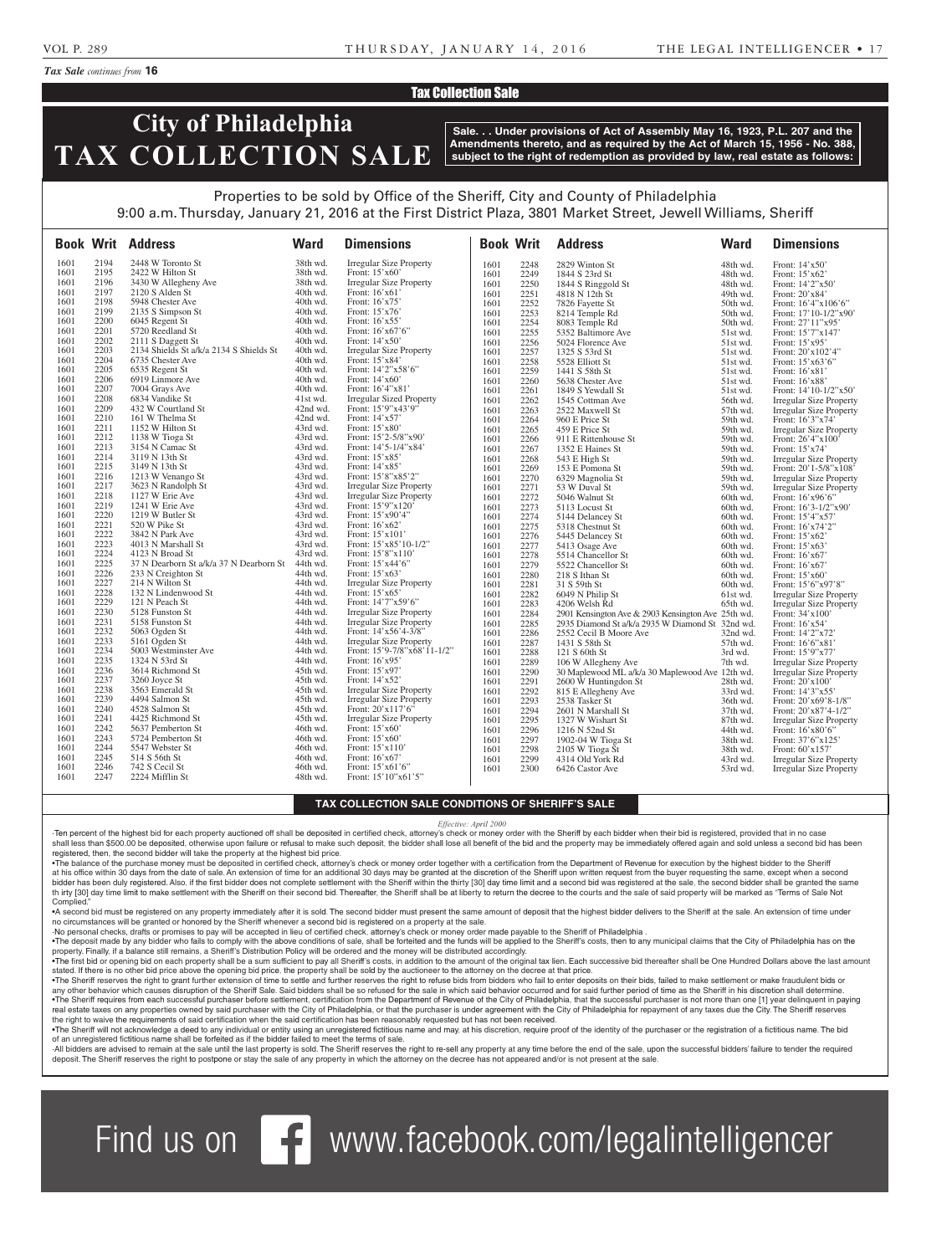*Tax Sale continues from* **16**

Tax Collection Sale

# City of Philadelphia TAX COLLECTION SALE

**Sale. . . Under provisions of Act of Assembly May 16, 1923, P.L. 207 and the Amendments thereto, and as required by the Act of March 15, 1956 - No. 388, subject to the right of redemption as provided by law, real estate as follows:**

Properties to be sold by Office of the Sheriff, City and County of Philadelphia
9:00 a.m. Thursday, January 21, 2016 at the First District Plaza, 3801 Market Street, Jewell Williams, Sheriff

| Book | Writ | Address | Ward | Dimensions |
|---|---|---|---|---|
| 1601 | 2194 | 2448 W Toronto St | 38th wd. | Irregular Size Property |
| 1601 | 2195 | 2422 W Hilton St | 38th wd. | Front: 15'x60' |
| 1601 | 2196 | 3430 W Allegheny Ave | 38th wd. | Irregular Size Property |
| 1601 | 2197 | 2120 S Alden St | 40th wd. | Front: 16'x61' |
| 1601 | 2198 | 5948 Chester Ave | 40th wd. | Front: 16'x75' |
| 1601 | 2199 | 2135 S Simpson St | 40th wd. | Front: 15'x76' |
| 1601 | 2200 | 6045 Regent St | 40th wd. | Front: 16'x55' |
| 1601 | 2201 | 5720 Reedland St | 40th wd. | Front: 16'x67'6" |
| 1601 | 2202 | 2111 S Daggett St | 40th wd. | Front: 14'x50' |
| 1601 | 2203 | 2134 Shields St a/k/a 2134 S Shields St | 40th wd. | Irregular Size Property |
| 1601 | 2204 | 6735 Chester Ave | 40th wd. | Front: 15'x84' |
| 1601 | 2205 | 6535 Regent St | 40th wd. | Front: 14'2"x58'6" |
| 1601 | 2206 | 6919 Linmore Ave | 40th wd. | Front: 14'x60' |
| 1601 | 2207 | 7004 Grays Ave | 40th wd. | Front: 16'4"x81' |
| 1601 | 2208 | 6834 Vandike St | 41st wd. | Irregular Sized Property |
| 1601 | 2209 | 432 W Courtland St | 42nd wd. | Front: 15'9"x43'9" |
| 1601 | 2210 | 161 W Thelma St | 42nd wd. | Front: 14'x57' |
| 1601 | 2211 | 1152 W Hilton St | 43rd wd. | Front: 15'x80' |
| 1601 | 2212 | 1138 W Tioga St | 43rd wd. | Front: 15'2-5/8"x90' |
| 1601 | 2213 | 3154 N Camac St | 43rd wd. | Front: 14'5-1/4"x84' |
| 1601 | 2214 | 3119 N 13th St | 43rd wd. | Front: 15'x85' |
| 1601 | 2215 | 3149 N 13th St | 43rd wd. | Front: 14'x85' |
| 1601 | 2216 | 1213 W Venango St | 43rd wd. | Front: 15'8"x85'2" |
| 1601 | 2217 | 3623 N Randolph St | 43rd wd. | Irregular Size Property |
| 1601 | 2218 | 1127 W Erie Ave | 43rd wd. | Irregular Size Property |
| 1601 | 2219 | 1241 W Erie Ave | 43rd wd. | Front: 15'9"x120' |
| 1601 | 2220 | 1219 W Butler St | 43rd wd. | Front: 15'x90'4" |
| 1601 | 2221 | 520 W Pike St | 43rd wd. | Front: 16'x62' |
| 1601 | 2222 | 3842 N Park Ave | 43rd wd. | Front: 15'x101' |
| 1601 | 2223 | 4013 N Marshall St | 43rd wd. | Front: 15'x85'10-1/2" |
| 1601 | 2224 | 4123 N Broad St | 43rd wd. | Front: 15'8"x110' |
| 1601 | 2225 | 37 N Dearborn St a/k/a 37 N Dearborn St | 44th wd. | Front: 15'x44'6" |
| 1601 | 2226 | 233 N Creighton St | 44th wd. | Front: 15'x63' |
| 1601 | 2227 | 214 N Wilton St | 44th wd. | Irregular Size Property |
| 1601 | 2228 | 132 N Lindenwood St | 44th wd. | Front: 15'x65' |
| 1601 | 2229 | 121 N Peach St | 44th wd. | Front: 14'7"x59'6" |
| 1601 | 2230 | 5128 Funston St | 44th wd. | Irregular Size Property |
| 1601 | 2231 | 5158 Funston St | 44th wd. | Irregular Size Property |
| 1601 | 2232 | 5063 Ogden St | 44th wd. | Front: 14'x56'4-3/8" |
| 1601 | 2233 | 5161 Ogden St | 44th wd. | Irregular Size Property |
| 1601 | 2234 | 5003 Westminster Ave | 44th wd. | Front: 15'9-7/8"x68'11-1/2" |
| 1601 | 2235 | 1324 N 53rd St | 44th wd. | Front: 16'x95' |
| 1601 | 2236 | 3614 Richmond St | 45th wd. | Front: 15'x97' |
| 1601 | 2237 | 3260 Joyce St | 45th wd. | Front: 14'x52' |
| 1601 | 2238 | 3563 Emerald St | 45th wd. | Irregular Size Property |
| 1601 | 2239 | 4494 Salmon St | 45th wd. | Irregular Size Property |
| 1601 | 2240 | 4528 Salmon St | 45th wd. | Front: 20'x117'6" |
| 1601 | 2241 | 4425 Richmond St | 45th wd. | Irregular Size Property |
| 1601 | 2242 | 5637 Pemberton St | 46th wd. | Front: 15'x60' |
| 1601 | 2243 | 5724 Pemberton St | 46th wd. | Front: 15'x60' |
| 1601 | 2244 | 5547 Webster St | 46th wd. | Front: 15'x110' |
| 1601 | 2245 | 514 S 56th St | 46th wd. | Front: 16'x67' |
| 1601 | 2246 | 742 S Cecil St | 46th wd. | Front: 15'x61'6" |
| 1601 | 2247 | 2224 Mifflin St | 48th wd. | Front: 15'10"x61'5" |
| 1601 | 2248 | 2829 Winton St | 48th wd. | Front: 14'x50' |
| 1601 | 2249 | 1844 S 23rd St | 48th wd. | Front: 15'x62' |
| 1601 | 2250 | 1844 S Ringgold St | 48th wd. | Front: 14'2"x50' |
| 1601 | 2251 | 4818 N 12th St | 49th wd. | Front: 20'x84' |
| 1601 | 2252 | 7826 Fayette St | 50th wd. | Front: 16'4"x106'6" |
| 1601 | 2253 | 8214 Temple Rd | 50th wd. | Front: 17'10-1/2"x90' |
| 1601 | 2254 | 8083 Temple Rd | 50th wd. | Front: 27'11"x95' |
| 1601 | 2255 | 5352 Baltimore Ave | 51st wd. | Front: 15'7"x147' |
| 1601 | 2256 | 5024 Florence Ave | 51st wd. | Front: 15'x95' |
| 1601 | 2257 | 1325 S 53rd St | 51st wd. | Front: 20'x102'4" |
| 1601 | 2258 | 5528 Elliott St | 51st wd. | Front: 15'x63'6" |
| 1601 | 2259 | 1441 S 58th St | 51st wd. | Front: 16'x81' |
| 1601 | 2260 | 5638 Chester Ave | 51st wd. | Front: 16'x88' |
| 1601 | 2261 | 1849 S Yewdall St | 51st wd. | Front: 14'10-1/2"x50' |
| 1601 | 2262 | 1545 Cottman Ave | 56th wd. | Irregular Size Property |
| 1601 | 2263 | 2522 Maxwell St | 57th wd. | Irregular Size Property |
| 1601 | 2264 | 960 E Price St | 59th wd. | Front: 16'3"x74' |
| 1601 | 2265 | 459 E Price St | 59th wd. | Irregular Size Property |
| 1601 | 2266 | 911 E Rittenhouse St | 59th wd. | Front: 26'4"x100' |
| 1601 | 2267 | 1352 E Haines St | 59th wd. | Front: 15'x74' |
| 1601 | 2268 | 543 E High St | 59th wd. | Irregular Size Property |
| 1601 | 2269 | 153 E Pomona St | 59th wd. | Front: 20'1-5/8"x108' |
| 1601 | 2270 | 6329 Magnolia St | 59th wd. | Irregular Size Property |
| 1601 | 2271 | 53 W Duval St | 59th wd. | Irregular Size Property |
| 1601 | 2272 | 5046 Walnut St | 60th wd. | Front: 16'x96'6" |
| 1601 | 2273 | 5113 Locust St | 60th wd. | Front: 16'3-1/2"x90' |
| 1601 | 2274 | 5144 Delancey St | 60th wd. | Front: 15'4"x57' |
| 1601 | 2275 | 5318 Chestnut St | 60th wd. | Front: 16'x74'2" |
| 1601 | 2276 | 5445 Delancey St | 60th wd. | Front: 15'x62' |
| 1601 | 2277 | 5413 Osage Ave | 60th wd. | Front: 15'x63' |
| 1601 | 2278 | 5514 Chancellor St | 60th wd. | Front: 16'x67' |
| 1601 | 2279 | 5522 Chancellor St | 60th wd. | Front: 16'x67' |
| 1601 | 2280 | 218 S Ithan St | 60th wd. | Front: 15'x60' |
| 1601 | 2281 | 31 S 59th St | 60th wd. | Front: 15'6"x97'8" |
| 1601 | 2282 | 6049 N Philip St | 61st wd. | Irregular Size Property |
| 1601 | 2283 | 4206 Welsh Rd | 65th wd. | Irregular Size Property |
| 1601 | 2284 | 2901 Kensington Ave & 2903 Kensington Ave | 25th wd. | Front: 34'x100' |
| 1601 | 2285 | 2935 Diamond St a/k/a 2935 W Diamond St | 32nd wd. | Front: 16'x54' |
| 1601 | 2286 | 2552 Cecil B Moore Ave | 32nd wd. | Front: 14'2"x72' |
| 1601 | 2287 | 1431 S 58th St | 57th wd. | Front: 16'6"x81' |
| 1601 | 2288 | 121 S 60th St | 3rd wd. | Front: 15'9"x77' |
| 1601 | 2289 | 106 W Allegheny Ave | 7th wd. | Irregular Size Property |
| 1601 | 2290 | 30 Maplewood ML a/k/a 30 Maplewood Ave | 12th wd. | Irregular Size Property |
| 1601 | 2291 | 2600 W Huntingdon St | 28th wd. | Front: 20'x100' |
| 1601 | 2292 | 815 E Allegheny Ave | 33rd wd. | Front: 14'3"x55' |
| 1601 | 2293 | 2538 Tasker St | 36th wd. | Front: 20'x69'8-1/8" |
| 1601 | 2294 | 2601 N Marshall St | 37th wd. | Front: 20'x87'4-1/2" |
| 1601 | 2295 | 1327 W Wishart St | 87th wd. | Irregular Size Property |
| 1601 | 2296 | 1216 N 52nd St | 44th wd. | Front: 16'x80'6" |
| 1601 | 2297 | 1902-04 W Tioga St | 38th wd. | Front: 37'6"x125' |
| 1601 | 2298 | 2105 W Tioga St | 38th wd. | Front: 60'x157' |
| 1601 | 2299 | 4314 Old York Rd | 43rd wd. | Irregular Size Property |
| 1601 | 2300 | 6426 Castor Ave | 53rd wd. | Irregular Size Property |

## TAX COLLECTION SALE CONDITIONS OF SHERIFF'S SALE

*Effective: April 2000*

·Ten percent of the highest bid for each property auctioned off shall be deposited in certified check, attorney's check or money order with the Sheriff by each bidder when their bid is registered, provided that in no case shall less than $500.00 be deposited, otherwise upon failure or refusal to make such deposit, the bidder shall lose all benefit of the bid and the property may be immediately offered again and sold unless a second bid has been registered, then, the second bidder will take the property at the highest bid price.

•The balance of the purchase money must be deposited in certified check, attorney's check or money order together with a certification from the Department of Revenue for execution by the highest bidder to the Sheriff at his office within 30 days from the date of sale. An extension of time for an additional 30 days may be granted at the discretion of the Sheriff upon written request from the buyer requesting the same, except when a second bidder has been duly registered. Also, if the first bidder does not complete settlement with the Sheriff within the thirty [30] day time limit and a second bid was registered at the sale, the second bidder shall be granted the same th irty [30] day time limit to make settlement with the Sheriff on their second bid. Thereafter, the Sheriff shall be at liberty to return the decree to the courts and the sale of said property will be marked as "Terms of Sale Not Complied."

•A second bid must be registered on any property immediately after it is sold. The second bidder must present the same amount of deposit that the highest bidder delivers to the Sheriff at the sale. An extension of time under no circumstances will be granted or honored by the Sheriff whenever a second bid is registered on a property at the sale.

·No personal checks, drafts or promises to pay will be accepted in lieu of certified check, attorney's check or money order made payable to the Sheriff of Philadelphia .

•The deposit made by any bidder who fails to comply with the above conditions of sale, shall be forteited and the funds will be applied to the Sheriff's costs, then to any municipal claims that the City of Philadelphia has on the property. Finally, if a balance still remains, a Sheriff's Distribution Policy will be ordered and the money will be distributed accordingly.

•The first bid or opening bid on each property shall be a sum sufficient to pay all Sheriff's costs, in addition to the amount of the original tax lien. Each successive bid thereafter shall be One Hundred Dollars above the last amount stated. If there is no other bid price above the opening bid price, the property shall be sold by the auctioneer to the attorney on the decree at that price.

•The Sheriff reserves the right to grant further extension of time to settle and further reserves the right to refuse bids from bidders who fail to enter deposits on their bids, failed to make settlement or make fraudulent bids or any other behavior which causes disruption of the Sheriff Sale. Said bidders shall be so refused for the sale in which said behavior occurred and for said further period of time as the Sheriff in his discretion shall determine.

•The Sheriff requires from each successful purchaser before settlement, certification from the Department of Revenue of the City of Philadelphia, that the successful purchaser is not more than one [1] year delinquent in paying real estate taxes on any properties owned by said purchaser with the City of Philadelphia, or that the purchaser is under agreement with the City of Philadelphia for repayment of any taxes due the City. The Sheriff reserves the right to waive the requirements of said certification when the said certification has been reasonably requested but has not been received.

•The Sheriff will not acknowledge a deed to any individual or entity using an unregistered fictitious name and may, at his discretion, require proof of the identity of the purchaser or the registration of a fictitious name. The bid of an unregistered fictitious name shall be forfeited as if the bidder failed to meet the terms of sale.

·All bidders are advised to remain at the sale until the last property is sold. The Sheriff reserves the right to re-sell any property at any time before the end of the sale, upon the successful bidders' failure to tender the required deposit. The Sheriff reserves the right to postpone or stay the sale of any property in which the attorney on the decree has not appeared and/or is not present at the sale.

Find us on www.facebook.com/legalintelligencer